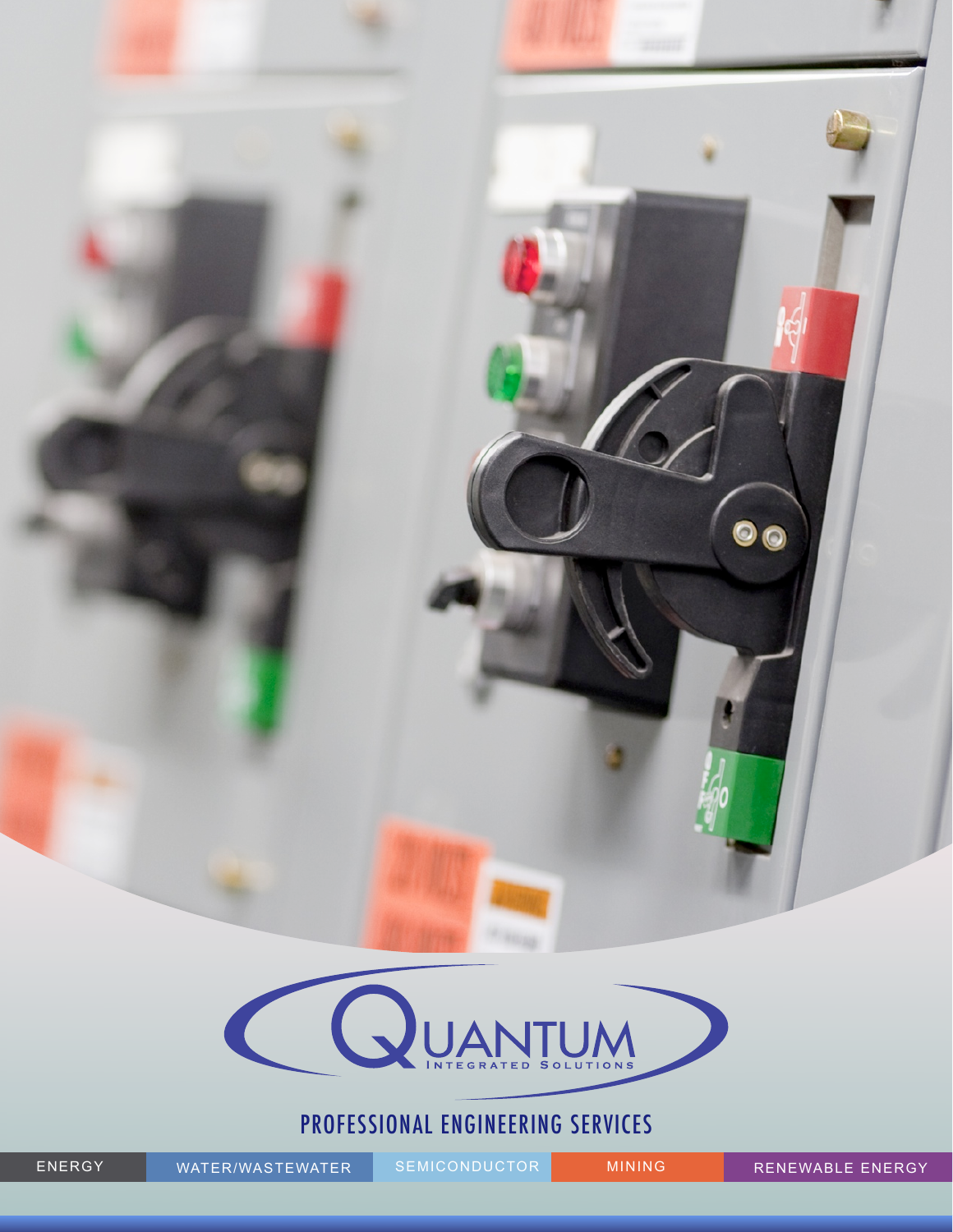# QUANTUM

INTEGRATED SOLUTIONS

## PROFESSIONAL ENGINEERING SERVICES

ENERGY | WATER/WASTEWATER | SEMICONDUCTOR | MINING | RENEWABLE ENERGY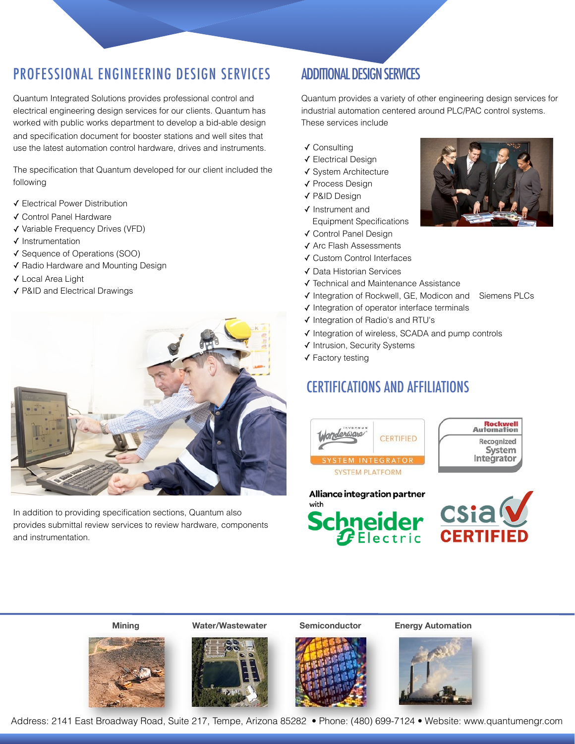## PROFESSIONAL ENGINEERING DESIGN SERVICES

Quantum Integrated Solutions provides professional control and electrical engineering design services for our clients. Quantum has worked with public works department to develop a bid-able design and specification document for booster stations and well sites that use the latest automation control hardware, drives and instruments.

The specification that Quantum developed for our client included the following

- ✓ Electrical Power Distribution
- ✓ Control Panel Hardware
- ✓ Variable Frequency Drives (VFD)
- ✓ Instrumentation
- ✓ Sequence of Operations (SOO)
- ✓ Radio Hardware and Mounting Design
- ✓ Local Area Light
- ✓ P&ID and Electrical Drawings

In addition to providing specification sections, Quantum also provides submittal review services to review hardware, components and instrumentation.

## ADDITIONAL DESIGN SERVICES

Quantum provides a variety of other engineering design services for industrial automation centered around PLC/PAC control systems. These services include

- ✓ Consulting
- ✓ Electrical Design
- ✓ System Architecture
- ✓ Process Design
- ✓ P&ID Design
- ✓ Instrument and Equipment Specifications
- ✓ Control Panel Design
- ✓ Arc Flash Assessments
- ✓ Custom Control Interfaces
- ✓ Data Historian Services
- ✓ Technical and Maintenance Assistance
- ✓ Integration of Rockwell, GE, Modicon and Siemens PLCs
- ✓ Integration of operator interface terminals
- ✓ Integration of Radio's and RTU's
- ✓ Integration of wireless, SCADA and pump controls
- ✓ Intrusion, Security Systems
- ✓ Factory testing

## CERTIFICATIONS AND AFFILIATIONS

Invensys Wonderware CERTIFIED SYSTEM INTEGRATOR SYSTEM PLATFORM

Rockwell Automation Recognized System Integrator

Alliance integration partner with Schneider Electric

csia CERTIFIED

Mining | Water/Wastewater | Semiconductor | Energy Automation

Address: 2141 East Broadway Road, Suite 217, Tempe, Arizona 85282 • Phone: (480) 699-7124 • Website: www.quantumengr.com